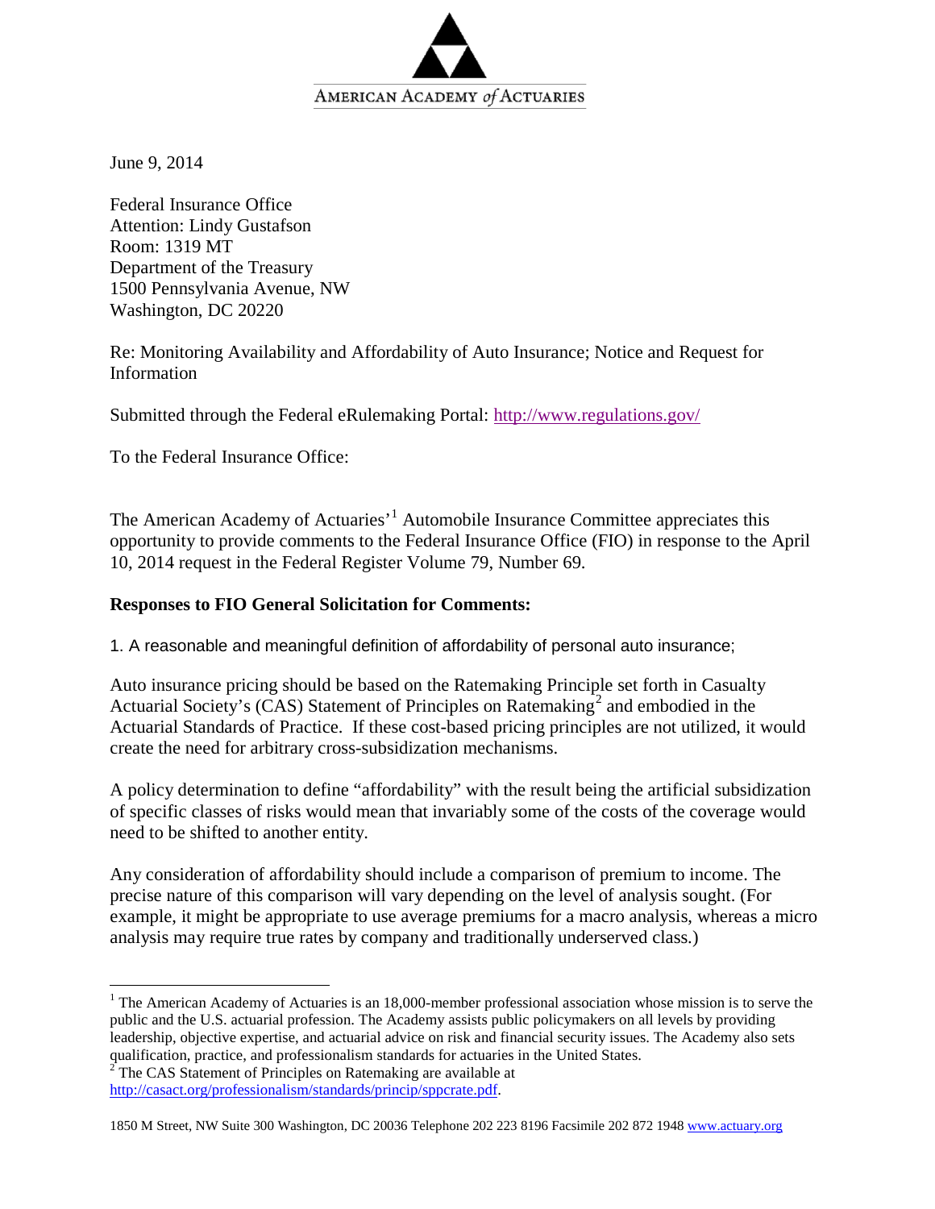AMERICAN ACADEMY of ACTUARIES

June 9, 2014

Federal Insurance Office
Attention: Lindy Gustafson
Room: 1319 MT
Department of the Treasury
1500 Pennsylvania Avenue, NW
Washington, DC 20220

Re: Monitoring Availability and Affordability of Auto Insurance; Notice and Request for Information

Submitted through the Federal eRulemaking Portal: http://www.regulations.gov/

To the Federal Insurance Office:

The American Academy of Actuaries'[1] Automobile Insurance Committee appreciates this opportunity to provide comments to the Federal Insurance Office (FIO) in response to the April 10, 2014 request in the Federal Register Volume 79, Number 69.

**Responses to FIO General Solicitation for Comments:**

1. A reasonable and meaningful definition of affordability of personal auto insurance;

Auto insurance pricing should be based on the Ratemaking Principle set forth in Casualty Actuarial Society's (CAS) Statement of Principles on Ratemaking[2] and embodied in the Actuarial Standards of Practice. If these cost-based pricing principles are not utilized, it would create the need for arbitrary cross-subsidization mechanisms.

A policy determination to define "affordability" with the result being the artificial subsidization of specific classes of risks would mean that invariably some of the costs of the coverage would need to be shifted to another entity.

Any consideration of affordability should include a comparison of premium to income. The precise nature of this comparison will vary depending on the level of analysis sought. (For example, it might be appropriate to use average premiums for a macro analysis, whereas a micro analysis may require true rates by company and traditionally underserved class.)

[1] The American Academy of Actuaries is an 18,000-member professional association whose mission is to serve the public and the U.S. actuarial profession. The Academy assists public policymakers on all levels by providing leadership, objective expertise, and actuarial advice on risk and financial security issues. The Academy also sets qualification, practice, and professionalism standards for actuaries in the United States.

[2] The CAS Statement of Principles on Ratemaking are available at http://casact.org/professionalism/standards/princip/sppcrate.pdf.

1850 M Street, NW Suite 300 Washington, DC 20036 Telephone 202 223 8196 Facsimile 202 872 1948 www.actuary.org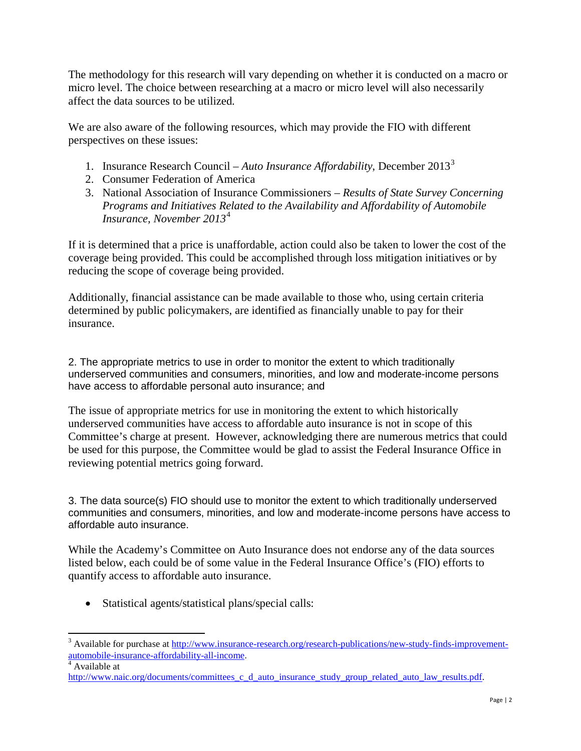The methodology for this research will vary depending on whether it is conducted on a macro or micro level. The choice between researching at a macro or micro level will also necessarily affect the data sources to be utilized.

We are also aware of the following resources, which may provide the FIO with different perspectives on these issues:

1. Insurance Research Council – *Auto Insurance Affordability*, December 2013[3]
2. Consumer Federation of America
3. National Association of Insurance Commissioners – *Results of State Survey Concerning Programs and Initiatives Related to the Availability and Affordability of Automobile Insurance, November 2013*[4]

If it is determined that a price is unaffordable, action could also be taken to lower the cost of the coverage being provided. This could be accomplished through loss mitigation initiatives or by reducing the scope of coverage being provided.

Additionally, financial assistance can be made available to those who, using certain criteria determined by public policymakers, are identified as financially unable to pay for their insurance.

2. The appropriate metrics to use in order to monitor the extent to which traditionally underserved communities and consumers, minorities, and low and moderate-income persons have access to affordable personal auto insurance; and

The issue of appropriate metrics for use in monitoring the extent to which historically underserved communities have access to affordable auto insurance is not in scope of this Committee's charge at present. However, acknowledging there are numerous metrics that could be used for this purpose, the Committee would be glad to assist the Federal Insurance Office in reviewing potential metrics going forward.

3. The data source(s) FIO should use to monitor the extent to which traditionally underserved communities and consumers, minorities, and low and moderate-income persons have access to affordable auto insurance.

While the Academy's Committee on Auto Insurance does not endorse any of the data sources listed below, each could be of some value in the Federal Insurance Office's (FIO) efforts to quantify access to affordable auto insurance.

- Statistical agents/statistical plans/special calls:

---

[3] Available for purchase at http://www.insurance-research.org/research-publications/new-study-finds-improvement-automobile-insurance-affordability-all-income.

[4] Available at http://www.naic.org/documents/committees_c_d_auto_insurance_study_group_related_auto_law_results.pdf.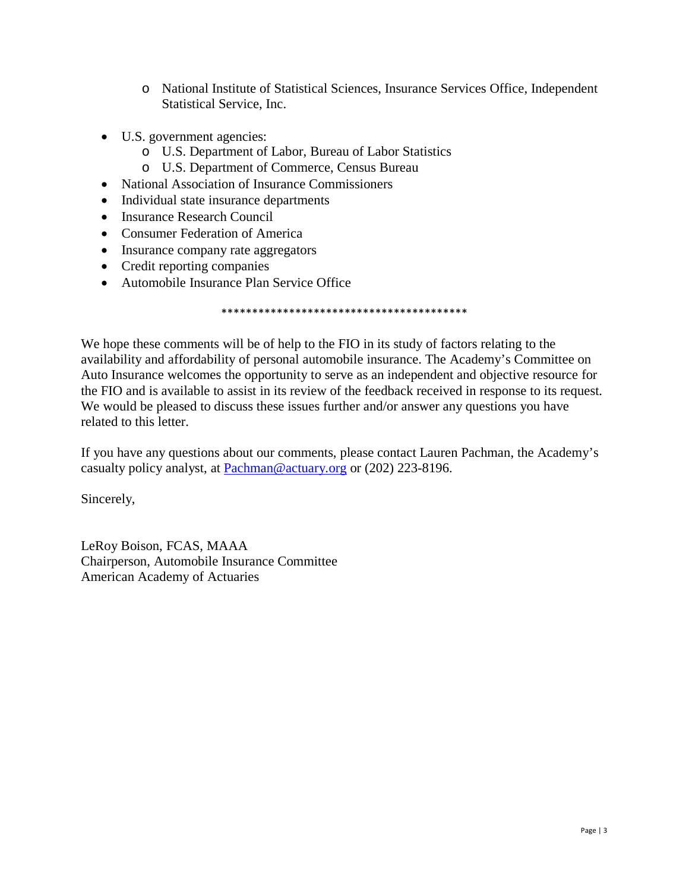- National Institute of Statistical Sciences, Insurance Services Office, Independent Statistical Service, Inc.

- U.S. government agencies:
    - U.S. Department of Labor, Bureau of Labor Statistics
    - U.S. Department of Commerce, Census Bureau
- National Association of Insurance Commissioners
- Individual state insurance departments
- Insurance Research Council
- Consumer Federation of America
- Insurance company rate aggregators
- Credit reporting companies
- Automobile Insurance Plan Service Office

****************************************

We hope these comments will be of help to the FIO in its study of factors relating to the availability and affordability of personal automobile insurance. The Academy's Committee on Auto Insurance welcomes the opportunity to serve as an independent and objective resource for the FIO and is available to assist in its review of the feedback received in response to its request. We would be pleased to discuss these issues further and/or answer any questions you have related to this letter.

If you have any questions about our comments, please contact Lauren Pachman, the Academy's casualty policy analyst, at [Pachman@actuary.org](mailto:Pachman@actuary.org) or (202) 223-8196.

Sincerely,

LeRoy Boison, FCAS, MAAA
Chairperson, Automobile Insurance Committee
American Academy of Actuaries